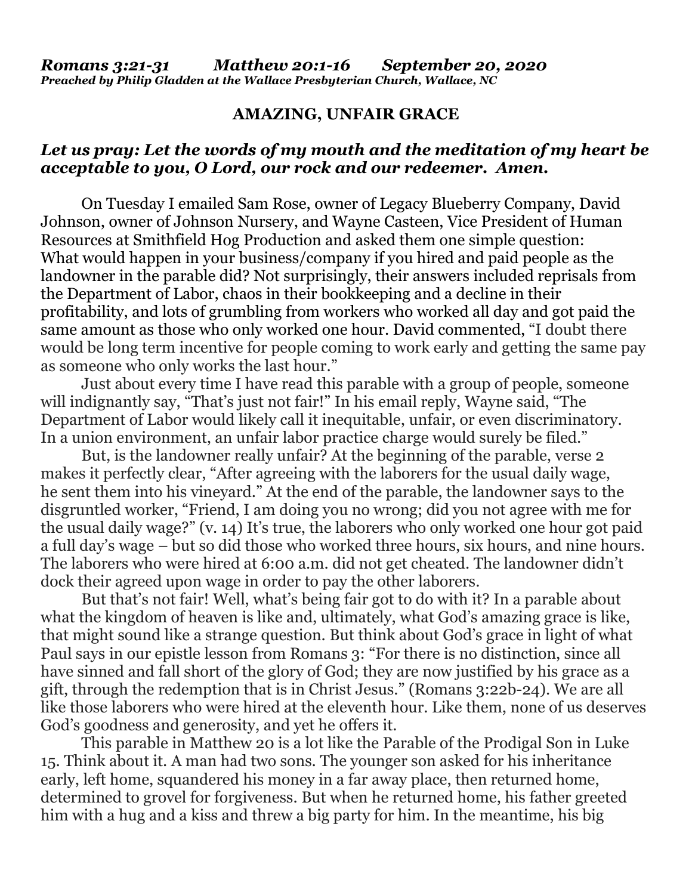***Romans 3:21-31 Matthew 20:1-16 September 20, 2020***
***Preached by Philip Gladden at the Wallace Presbyterian Church, Wallace, NC***

**AMAZING, UNFAIR GRACE**

***Let us pray: Let the words of my mouth and the meditation of my heart be acceptable to you, O Lord, our rock and our redeemer. Amen.***

On Tuesday I emailed Sam Rose, owner of Legacy Blueberry Company, David Johnson, owner of Johnson Nursery, and Wayne Casteen, Vice President of Human Resources at Smithfield Hog Production and asked them one simple question: What would happen in your business/company if you hired and paid people as the landowner in the parable did? Not surprisingly, their answers included reprisals from the Department of Labor, chaos in their bookkeeping and a decline in their profitability, and lots of grumbling from workers who worked all day and got paid the same amount as those who only worked one hour. David commented, "I doubt there would be long term incentive for people coming to work early and getting the same pay as someone who only works the last hour."

Just about every time I have read this parable with a group of people, someone will indignantly say, "That's just not fair!" In his email reply, Wayne said, "The Department of Labor would likely call it inequitable, unfair, or even discriminatory. In a union environment, an unfair labor practice charge would surely be filed."

But, is the landowner really unfair? At the beginning of the parable, verse 2 makes it perfectly clear, "After agreeing with the laborers for the usual daily wage, he sent them into his vineyard." At the end of the parable, the landowner says to the disgruntled worker, "Friend, I am doing you no wrong; did you not agree with me for the usual daily wage?" (v. 14) It's true, the laborers who only worked one hour got paid a full day's wage – but so did those who worked three hours, six hours, and nine hours. The laborers who were hired at 6:00 a.m. did not get cheated. The landowner didn't dock their agreed upon wage in order to pay the other laborers.

But that's not fair! Well, what's being fair got to do with it? In a parable about what the kingdom of heaven is like and, ultimately, what God's amazing grace is like, that might sound like a strange question. But think about God's grace in light of what Paul says in our epistle lesson from Romans 3: "For there is no distinction, since all have sinned and fall short of the glory of God; they are now justified by his grace as a gift, through the redemption that is in Christ Jesus." (Romans 3:22b-24). We are all like those laborers who were hired at the eleventh hour. Like them, none of us deserves God's goodness and generosity, and yet he offers it.

This parable in Matthew 20 is a lot like the Parable of the Prodigal Son in Luke 15. Think about it. A man had two sons. The younger son asked for his inheritance early, left home, squandered his money in a far away place, then returned home, determined to grovel for forgiveness. But when he returned home, his father greeted him with a hug and a kiss and threw a big party for him. In the meantime, his big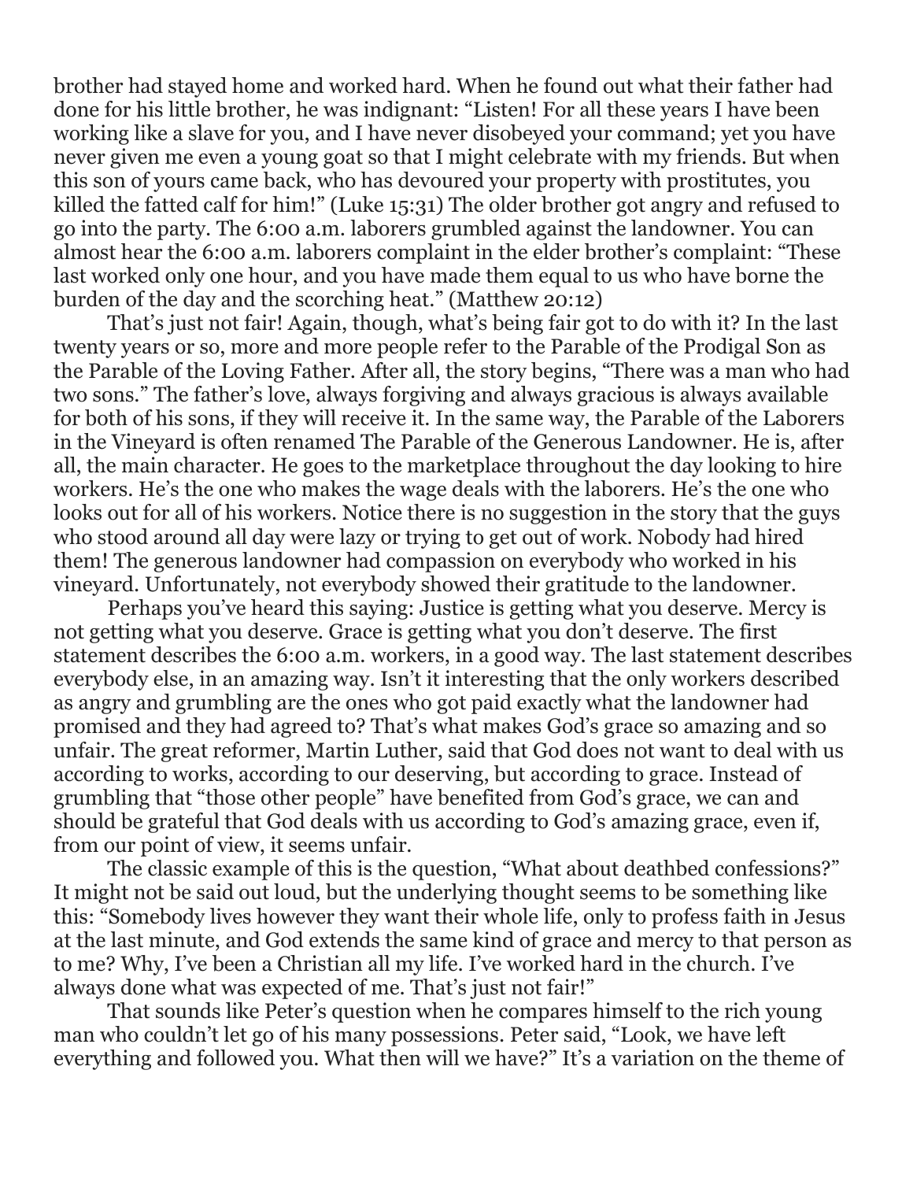brother had stayed home and worked hard. When he found out what their father had done for his little brother, he was indignant: "Listen! For all these years I have been working like a slave for you, and I have never disobeyed your command; yet you have never given me even a young goat so that I might celebrate with my friends. But when this son of yours came back, who has devoured your property with prostitutes, you killed the fatted calf for him!" (Luke 15:31) The older brother got angry and refused to go into the party. The 6:00 a.m. laborers grumbled against the landowner. You can almost hear the 6:00 a.m. laborers complaint in the elder brother's complaint: "These last worked only one hour, and you have made them equal to us who have borne the burden of the day and the scorching heat." (Matthew 20:12)

That's just not fair! Again, though, what's being fair got to do with it? In the last twenty years or so, more and more people refer to the Parable of the Prodigal Son as the Parable of the Loving Father. After all, the story begins, "There was a man who had two sons." The father's love, always forgiving and always gracious is always available for both of his sons, if they will receive it. In the same way, the Parable of the Laborers in the Vineyard is often renamed The Parable of the Generous Landowner. He is, after all, the main character. He goes to the marketplace throughout the day looking to hire workers. He's the one who makes the wage deals with the laborers. He's the one who looks out for all of his workers. Notice there is no suggestion in the story that the guys who stood around all day were lazy or trying to get out of work. Nobody had hired them! The generous landowner had compassion on everybody who worked in his vineyard. Unfortunately, not everybody showed their gratitude to the landowner.

Perhaps you've heard this saying: Justice is getting what you deserve. Mercy is not getting what you deserve. Grace is getting what you don't deserve. The first statement describes the 6:00 a.m. workers, in a good way. The last statement describes everybody else, in an amazing way. Isn't it interesting that the only workers described as angry and grumbling are the ones who got paid exactly what the landowner had promised and they had agreed to? That's what makes God's grace so amazing and so unfair. The great reformer, Martin Luther, said that God does not want to deal with us according to works, according to our deserving, but according to grace. Instead of grumbling that "those other people" have benefited from God's grace, we can and should be grateful that God deals with us according to God's amazing grace, even if, from our point of view, it seems unfair.

The classic example of this is the question, "What about deathbed confessions?" It might not be said out loud, but the underlying thought seems to be something like this: "Somebody lives however they want their whole life, only to profess faith in Jesus at the last minute, and God extends the same kind of grace and mercy to that person as to me? Why, I've been a Christian all my life. I've worked hard in the church. I've always done what was expected of me. That's just not fair!"

That sounds like Peter's question when he compares himself to the rich young man who couldn't let go of his many possessions. Peter said, "Look, we have left everything and followed you. What then will we have?" It's a variation on the theme of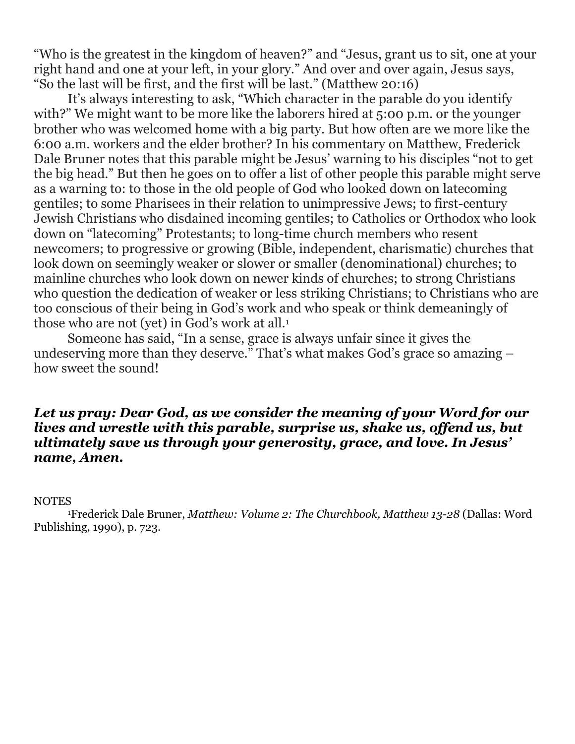"Who is the greatest in the kingdom of heaven?" and "Jesus, grant us to sit, one at your right hand and one at your left, in your glory." And over and over again, Jesus says, "So the last will be first, and the first will be last." (Matthew 20:16)

It's always interesting to ask, "Which character in the parable do you identify with?" We might want to be more like the laborers hired at 5:00 p.m. or the younger brother who was welcomed home with a big party. But how often are we more like the 6:00 a.m. workers and the elder brother? In his commentary on Matthew, Frederick Dale Bruner notes that this parable might be Jesus' warning to his disciples "not to get the big head." But then he goes on to offer a list of other people this parable might serve as a warning to: to those in the old people of God who looked down on latecoming gentiles; to some Pharisees in their relation to unimpressive Jews; to first-century Jewish Christians who disdained incoming gentiles; to Catholics or Orthodox who look down on "latecoming" Protestants; to long-time church members who resent newcomers; to progressive or growing (Bible, independent, charismatic) churches that look down on seemingly weaker or slower or smaller (denominational) churches; to mainline churches who look down on newer kinds of churches; to strong Christians who question the dedication of weaker or less striking Christians; to Christians who are too conscious of their being in God's work and who speak or think demeaningly of those who are not (yet) in God's work at all.[1]

Someone has said, "In a sense, grace is always unfair since it gives the undeserving more than they deserve." That's what makes God's grace so amazing – how sweet the sound!

***Let us pray: Dear God, as we consider the meaning of your Word for our lives and wrestle with this parable, surprise us, shake us, offend us, but ultimately save us through your generosity, grace, and love. In Jesus' name, Amen.***

NOTES

[1]Frederick Dale Bruner, *Matthew: Volume 2: The Churchbook, Matthew 13-28* (Dallas: Word Publishing, 1990), p. 723.